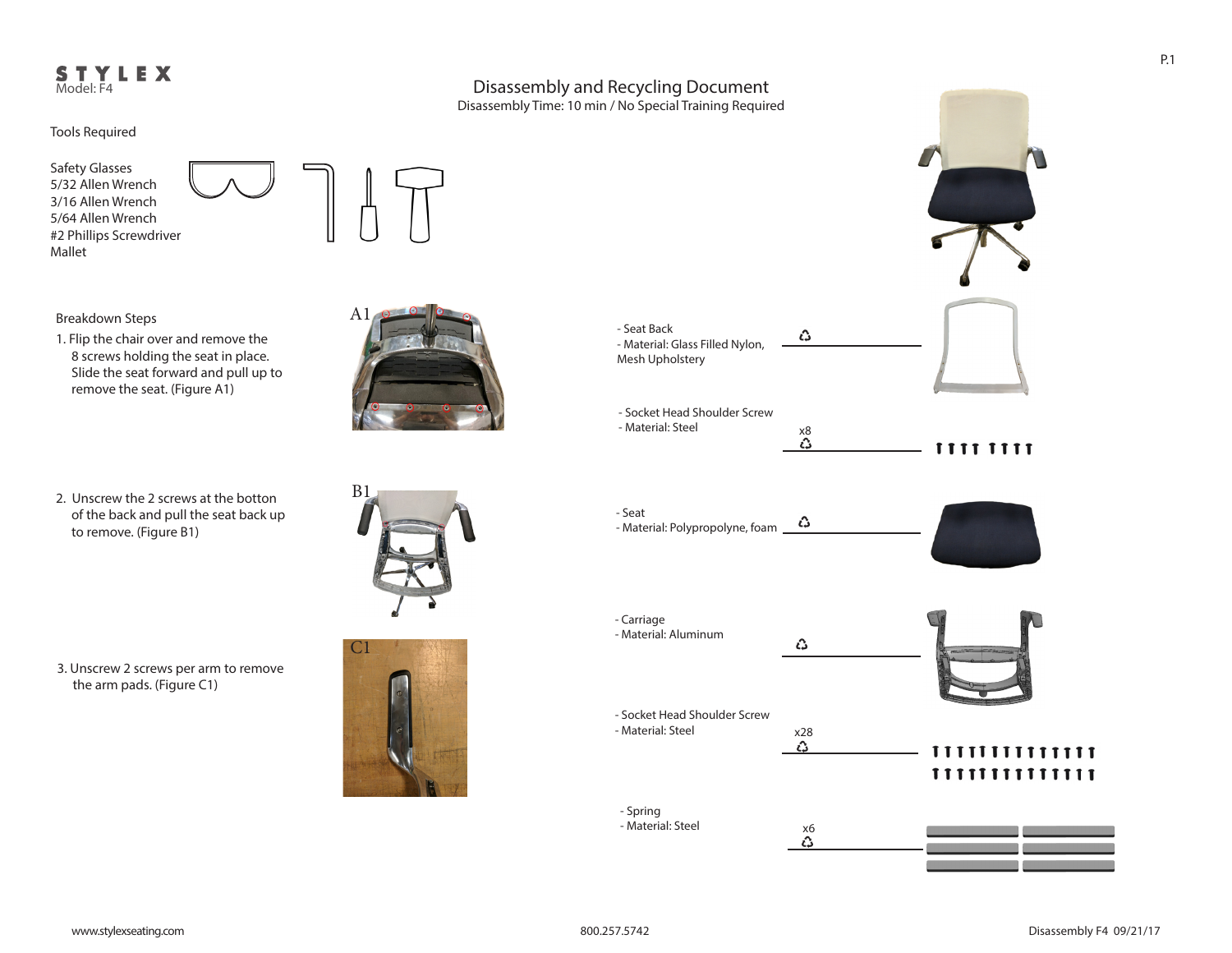STYLEX
Model: F4

# Disassembly and Recycling Document

Disassembly Time: 10 min / No Special Training Required

## Tools Required

- Safety Glasses
- 5/32 Allen Wrench
- 3/16 Allen Wrench
- 5/64 Allen Wrench
- #2 Phillips Screwdriver
- Mallet

## Breakdown Steps

1. Flip the chair over and remove the 8 screws holding the seat in place. Slide the seat forward and pull up to remove the seat. (Figure A1)

A1

2. Unscrew the 2 screws at the botton of the back and pull the seat back up to remove. (Figure B1)

B1

3. Unscrew 2 screws per arm to remove the arm pads. (Figure C1)

C1

## Components

- Seat Back
- Material: Glass Filled Nylon, Mesh Upholstery

♻

- Socket Head Shoulder Screw
- Material: Steel

x8 ♻

- Seat
- Material: Polypropolyne, foam

♻

- Carriage
- Material: Aluminum

♻

- Socket Head Shoulder Screw
- Material: Steel

x28 ♻

- Spring
- Material: Steel

x6 ♻

www.stylexseating.com    800.257.5742    Disassembly F4 09/21/17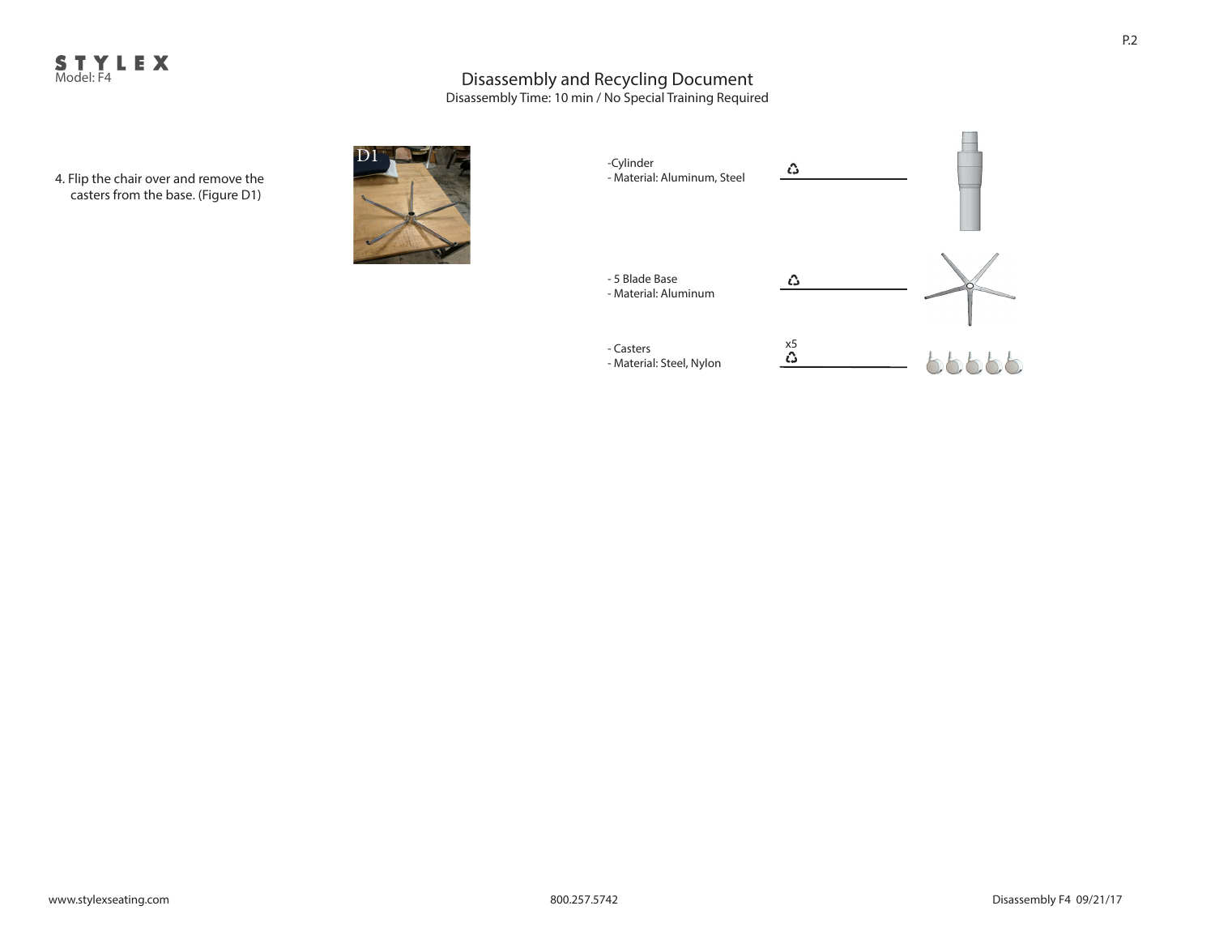STYLEX
Model: F4

# Disassembly and Recycling Document

Disassembly Time: 10 min / No Special Training Required

4. Flip the chair over and remove the casters from the base. (Figure D1)

D1

-Cylinder
- Material: Aluminum, Steel

♲

- 5 Blade Base
- Material: Aluminum

♲

- Casters
- Material: Steel, Nylon

x5
♲